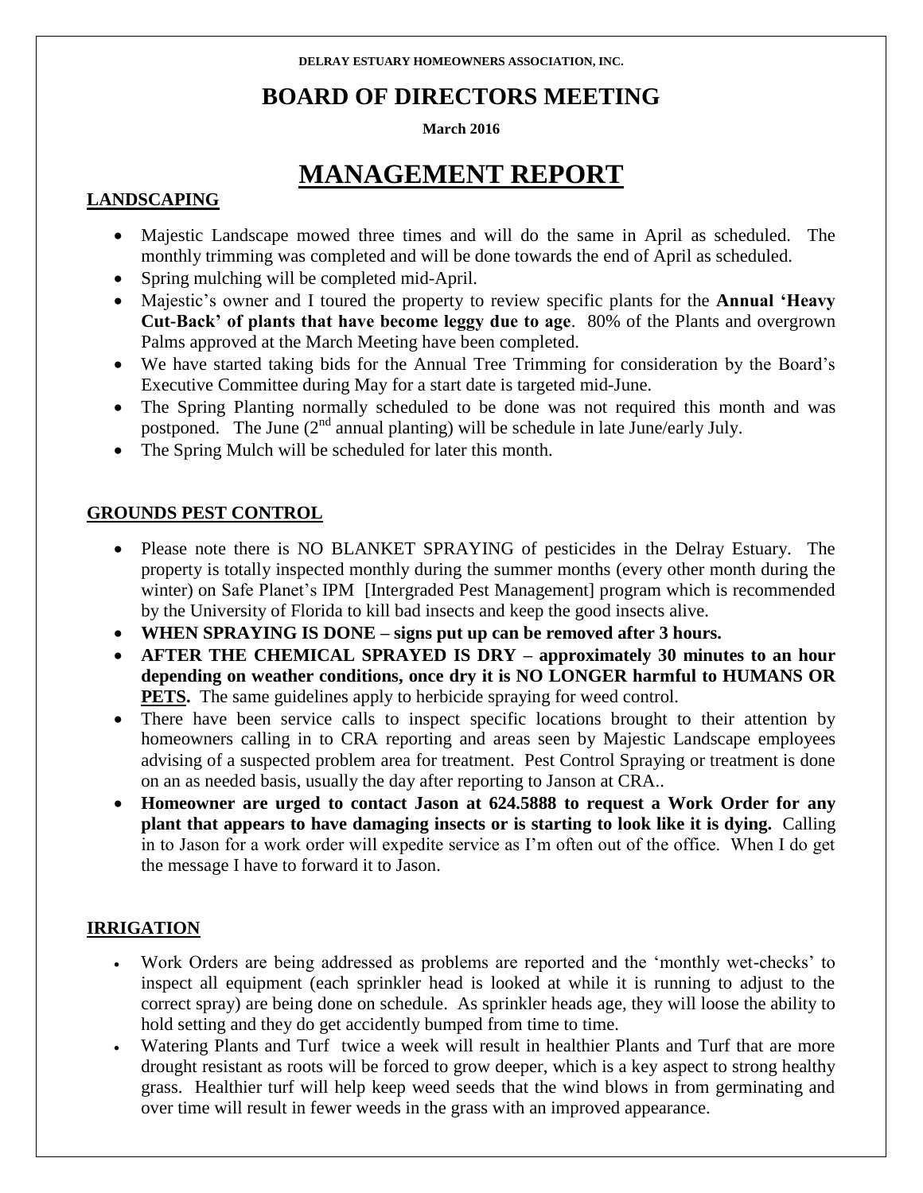DELRAY ESTUARY HOMEOWNERS ASSOCIATION, INC.

# BOARD OF DIRECTORS MEETING

**March 2016**

# MANAGEMENT REPORT

## LANDSCAPING

- Majestic Landscape mowed three times and will do the same in April as scheduled. The monthly trimming was completed and will be done towards the end of April as scheduled.
- Spring mulching will be completed mid-April.
- Majestic's owner and I toured the property to review specific plants for the **Annual 'Heavy Cut-Back' of plants that have become leggy due to age**. 80% of the Plants and overgrown Palms approved at the March Meeting have been completed.
- We have started taking bids for the Annual Tree Trimming for consideration by the Board's Executive Committee during May for a start date is targeted mid-June.
- The Spring Planting normally scheduled to be done was not required this month and was postponed. The June (2nd annual planting) will be schedule in late June/early July.
- The Spring Mulch will be scheduled for later this month.

## GROUNDS PEST CONTROL

- Please note there is NO BLANKET SPRAYING of pesticides in the Delray Estuary. The property is totally inspected monthly during the summer months (every other month during the winter) on Safe Planet's IPM [Intergraded Pest Management] program which is recommended by the University of Florida to kill bad insects and keep the good insects alive.
- **WHEN SPRAYING IS DONE – signs put up can be removed after 3 hours.**
- **AFTER THE CHEMICAL SPRAYED IS DRY – approximately 30 minutes to an hour depending on weather conditions, once dry it is NO LONGER harmful to HUMANS OR PETS.** The same guidelines apply to herbicide spraying for weed control.
- There have been service calls to inspect specific locations brought to their attention by homeowners calling in to CRA reporting and areas seen by Majestic Landscape employees advising of a suspected problem area for treatment. Pest Control Spraying or treatment is done on an as needed basis, usually the day after reporting to Janson at CRA..
- **Homeowner are urged to contact Jason at 624.5888 to request a Work Order for any plant that appears to have damaging insects or is starting to look like it is dying.** Calling in to Jason for a work order will expedite service as I'm often out of the office. When I do get the message I have to forward it to Jason.

## IRRIGATION

- Work Orders are being addressed as problems are reported and the 'monthly wet-checks' to inspect all equipment (each sprinkler head is looked at while it is running to adjust to the correct spray) are being done on schedule. As sprinkler heads age, they will loose the ability to hold setting and they do get accidently bumped from time to time.
- Watering Plants and Turf twice a week will result in healthier Plants and Turf that are more drought resistant as roots will be forced to grow deeper, which is a key aspect to strong healthy grass. Healthier turf will help keep weed seeds that the wind blows in from germinating and over time will result in fewer weeds in the grass with an improved appearance.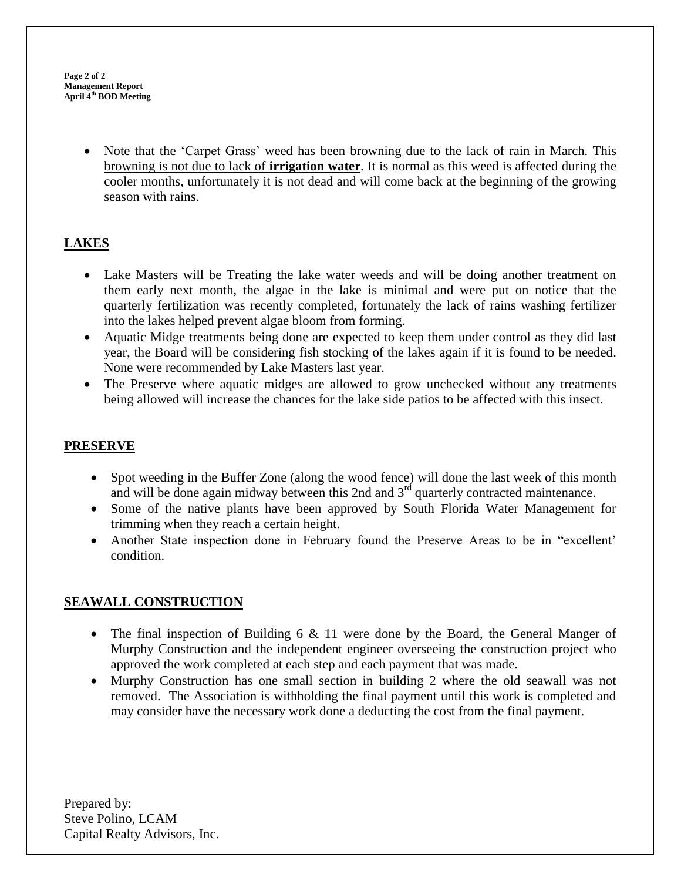- Note that the 'Carpet Grass' weed has been browning due to the lack of rain in March. This browning is not due to lack of **irrigation water**. It is normal as this weed is affected during the cooler months, unfortunately it is not dead and will come back at the beginning of the growing season with rains.

## LAKES

- Lake Masters will be Treating the lake water weeds and will be doing another treatment on them early next month, the algae in the lake is minimal and were put on notice that the quarterly fertilization was recently completed, fortunately the lack of rains washing fertilizer into the lakes helped prevent algae bloom from forming.
- Aquatic Midge treatments being done are expected to keep them under control as they did last year, the Board will be considering fish stocking of the lakes again if it is found to be needed. None were recommended by Lake Masters last year.
- The Preserve where aquatic midges are allowed to grow unchecked without any treatments being allowed will increase the chances for the lake side patios to be affected with this insect.

## PRESERVE

- Spot weeding in the Buffer Zone (along the wood fence) will done the last week of this month and will be done again midway between this 2nd and 3rd quarterly contracted maintenance.
- Some of the native plants have been approved by South Florida Water Management for trimming when they reach a certain height.
- Another State inspection done in February found the Preserve Areas to be in "excellent' condition.

## SEAWALL CONSTRUCTION

- The final inspection of Building 6 & 11 were done by the Board, the General Manger of Murphy Construction and the independent engineer overseeing the construction project who approved the work completed at each step and each payment that was made.
- Murphy Construction has one small section in building 2 where the old seawall was not removed. The Association is withholding the final payment until this work is completed and may consider have the necessary work done a deducting the cost from the final payment.

Prepared by:
Steve Polino, LCAM
Capital Realty Advisors, Inc.